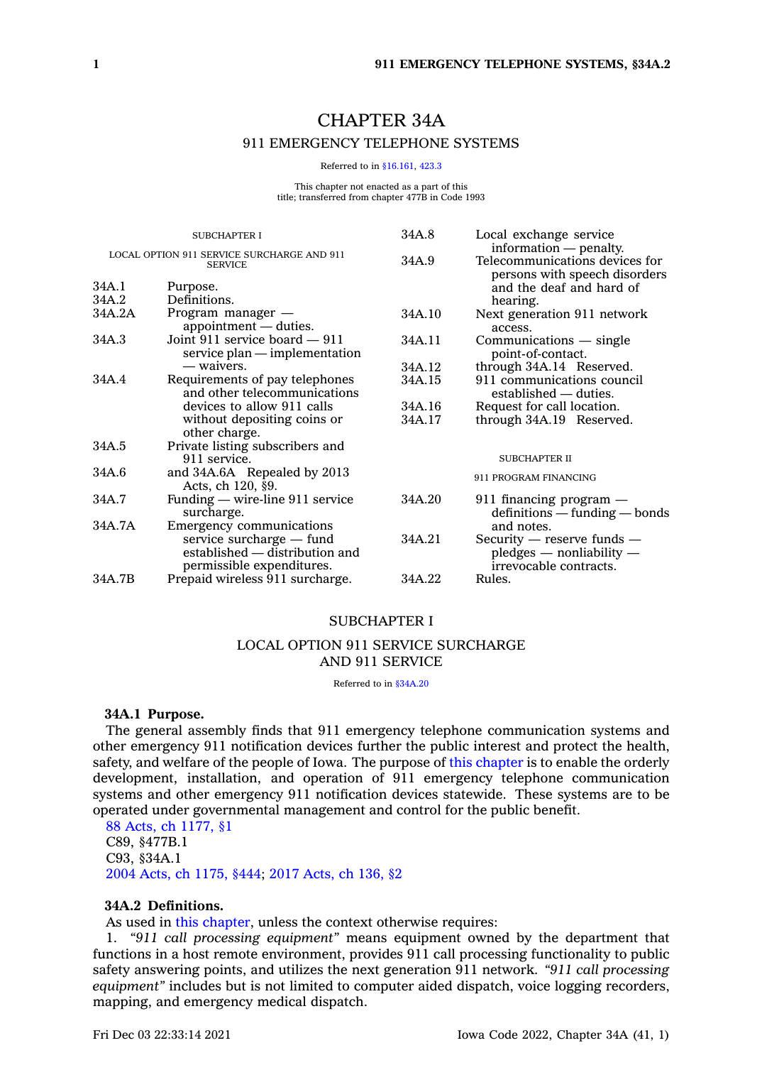# CHAPTER 34A

## 911 EMERGENCY TELEPHONE SYSTEMS

Referred to in §16.161, 423.3

This chapter not enacted as a part of this title; transferred from chapter 477B in Code 1993

SUBCHAPTER I

LOCAL OPTION 911 SERVICE SURCHARGE AND 911 SERVICE

| | |
|---|---|
| 34A.1 | Purpose. |
| 34A.2 | Definitions. |
| 34A.2A | Program manager — appointment — duties. |
| 34A.3 | Joint 911 service board — 911 service plan — implementation — waivers. |
| 34A.4 | Requirements of pay telephones and other telecommunications devices to allow 911 calls without depositing coins or other charge. |
| 34A.5 | Private listing subscribers and 911 service. |
| 34A.6 | and 34A.6A Repealed by 2013 Acts, ch 120, §9. |
| 34A.7 | Funding — wire-line 911 service surcharge. |
| 34A.7A | Emergency communications service surcharge — fund established — distribution and permissible expenditures. |
| 34A.7B | Prepaid wireless 911 surcharge. |
| 34A.8 | Local exchange service information — penalty. |
| 34A.9 | Telecommunications devices for persons with speech disorders and the deaf and hard of hearing. |
| 34A.10 | Next generation 911 network access. |
| 34A.11 | Communications — single point-of-contact. |
| 34A.12 | through 34A.14 Reserved. |
| 34A.15 | 911 communications council established — duties. |
| 34A.16 | Request for call location. |
| 34A.17 | through 34A.19 Reserved. |

SUBCHAPTER II

911 PROGRAM FINANCING

| | |
|---|---|
| 34A.20 | 911 financing program — definitions — funding — bonds and notes. |
| 34A.21 | Security — reserve funds — pledges — nonliability — irrevocable contracts. |
| 34A.22 | Rules. |

## SUBCHAPTER I

## LOCAL OPTION 911 SERVICE SURCHARGE AND 911 SERVICE

Referred to in §34A.20

**34A.1 Purpose.**

The general assembly finds that 911 emergency telephone communication systems and other emergency 911 notification devices further the public interest and protect the health, safety, and welfare of the people of Iowa. The purpose of this chapter is to enable the orderly development, installation, and operation of 911 emergency telephone communication systems and other emergency 911 notification devices statewide. These systems are to be operated under governmental management and control for the public benefit.

88 Acts, ch 1177, §1
C89, §477B.1
C93, §34A.1
2004 Acts, ch 1175, §444; 2017 Acts, ch 136, §2

**34A.2 Definitions.**

As used in this chapter, unless the context otherwise requires:

1. *"911 call processing equipment"* means equipment owned by the department that functions in a host remote environment, provides 911 call processing functionality to public safety answering points, and utilizes the next generation 911 network. *"911 call processing equipment"* includes but is not limited to computer aided dispatch, voice logging recorders, mapping, and emergency medical dispatch.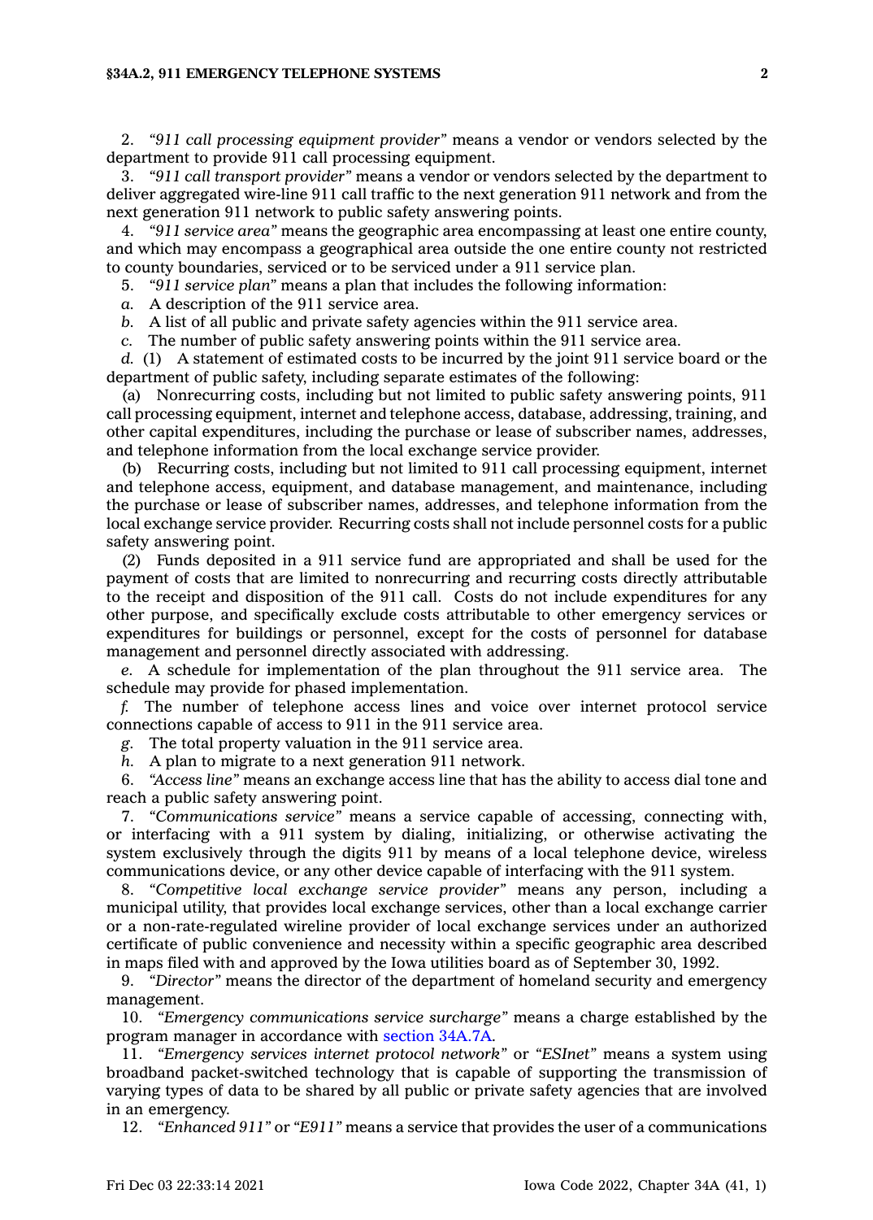2. *"911 call processing equipment provider"* means a vendor or vendors selected by the department to provide 911 call processing equipment.

3. *"911 call transport provider"* means a vendor or vendors selected by the department to deliver aggregated wire-line 911 call traffic to the next generation 911 network and from the next generation 911 network to public safety answering points.

4. *"911 service area"* means the geographic area encompassing at least one entire county, and which may encompass a geographical area outside the one entire county not restricted to county boundaries, serviced or to be serviced under a 911 service plan.

5. *"911 service plan"* means a plan that includes the following information:

*a.* A description of the 911 service area.

*b.* A list of all public and private safety agencies within the 911 service area.

*c.* The number of public safety answering points within the 911 service area.

*d.* (1) A statement of estimated costs to be incurred by the joint 911 service board or the department of public safety, including separate estimates of the following:

(a) Nonrecurring costs, including but not limited to public safety answering points, 911 call processing equipment, internet and telephone access, database, addressing, training, and other capital expenditures, including the purchase or lease of subscriber names, addresses, and telephone information from the local exchange service provider.

(b) Recurring costs, including but not limited to 911 call processing equipment, internet and telephone access, equipment, and database management, and maintenance, including the purchase or lease of subscriber names, addresses, and telephone information from the local exchange service provider. Recurring costs shall not include personnel costs for a public safety answering point.

(2) Funds deposited in a 911 service fund are appropriated and shall be used for the payment of costs that are limited to nonrecurring and recurring costs directly attributable to the receipt and disposition of the 911 call. Costs do not include expenditures for any other purpose, and specifically exclude costs attributable to other emergency services or expenditures for buildings or personnel, except for the costs of personnel for database management and personnel directly associated with addressing.

*e.* A schedule for implementation of the plan throughout the 911 service area. The schedule may provide for phased implementation.

*f.* The number of telephone access lines and voice over internet protocol service connections capable of access to 911 in the 911 service area.

*g.* The total property valuation in the 911 service area.

*h.* A plan to migrate to a next generation 911 network.

6. *"Access line"* means an exchange access line that has the ability to access dial tone and reach a public safety answering point.

7. *"Communications service"* means a service capable of accessing, connecting with, or interfacing with a 911 system by dialing, initializing, or otherwise activating the system exclusively through the digits 911 by means of a local telephone device, wireless communications device, or any other device capable of interfacing with the 911 system.

8. *"Competitive local exchange service provider"* means any person, including a municipal utility, that provides local exchange services, other than a local exchange carrier or a non-rate-regulated wireline provider of local exchange services under an authorized certificate of public convenience and necessity within a specific geographic area described in maps filed with and approved by the Iowa utilities board as of September 30, 1992.

9. *"Director"* means the director of the department of homeland security and emergency management.

10. *"Emergency communications service surcharge"* means a charge established by the program manager in accordance with section 34A.7A.

11. *"Emergency services internet protocol network"* or *"ESInet"* means a system using broadband packet-switched technology that is capable of supporting the transmission of varying types of data to be shared by all public or private safety agencies that are involved in an emergency.

12. *"Enhanced 911"* or *"E911"* means a service that provides the user of a communications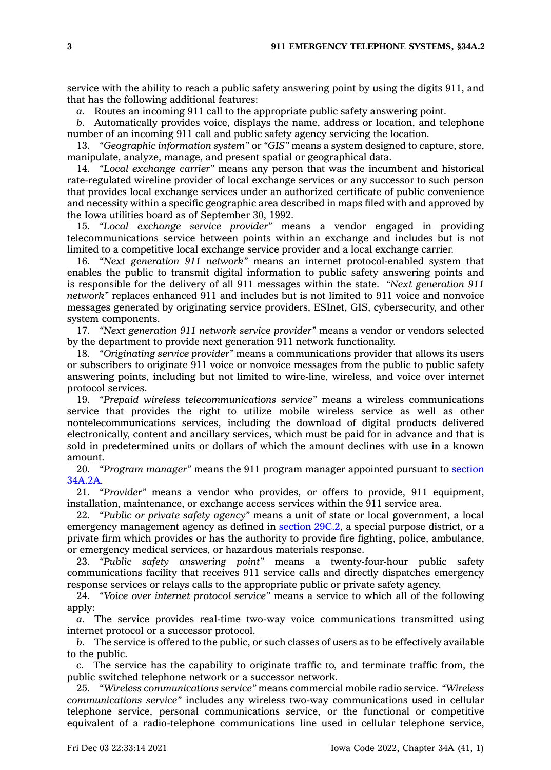service with the ability to reach a public safety answering point by using the digits 911, and that has the following additional features:

*a.* Routes an incoming 911 call to the appropriate public safety answering point.

*b.* Automatically provides voice, displays the name, address or location, and telephone number of an incoming 911 call and public safety agency servicing the location.

13. *"Geographic information system"* or *"GIS"* means a system designed to capture, store, manipulate, analyze, manage, and present spatial or geographical data.

14. *"Local exchange carrier"* means any person that was the incumbent and historical rate-regulated wireline provider of local exchange services or any successor to such person that provides local exchange services under an authorized certificate of public convenience and necessity within a specific geographic area described in maps filed with and approved by the Iowa utilities board as of September 30, 1992.

15. *"Local exchange service provider"* means a vendor engaged in providing telecommunications service between points within an exchange and includes but is not limited to a competitive local exchange service provider and a local exchange carrier.

16. *"Next generation 911 network"* means an internet protocol-enabled system that enables the public to transmit digital information to public safety answering points and is responsible for the delivery of all 911 messages within the state. *"Next generation 911 network"* replaces enhanced 911 and includes but is not limited to 911 voice and nonvoice messages generated by originating service providers, ESInet, GIS, cybersecurity, and other system components.

17. *"Next generation 911 network service provider"* means a vendor or vendors selected by the department to provide next generation 911 network functionality.

18. *"Originating service provider"* means a communications provider that allows its users or subscribers to originate 911 voice or nonvoice messages from the public to public safety answering points, including but not limited to wire-line, wireless, and voice over internet protocol services.

19. *"Prepaid wireless telecommunications service"* means a wireless communications service that provides the right to utilize mobile wireless service as well as other nontelecommunications services, including the download of digital products delivered electronically, content and ancillary services, which must be paid for in advance and that is sold in predetermined units or dollars of which the amount declines with use in a known amount.

20. *"Program manager"* means the 911 program manager appointed pursuant to section 34A.2A.

21. *"Provider"* means a vendor who provides, or offers to provide, 911 equipment, installation, maintenance, or exchange access services within the 911 service area.

22. *"Public or private safety agency"* means a unit of state or local government, a local emergency management agency as defined in section 29C.2, a special purpose district, or a private firm which provides or has the authority to provide fire fighting, police, ambulance, or emergency medical services, or hazardous materials response.

23. *"Public safety answering point"* means a twenty-four-hour public safety communications facility that receives 911 service calls and directly dispatches emergency response services or relays calls to the appropriate public or private safety agency.

24. *"Voice over internet protocol service"* means a service to which all of the following apply:

*a.* The service provides real-time two-way voice communications transmitted using internet protocol or a successor protocol.

*b.* The service is offered to the public, or such classes of users as to be effectively available to the public.

*c.* The service has the capability to originate traffic to, and terminate traffic from, the public switched telephone network or a successor network.

25. *"Wireless communications service"* means commercial mobile radio service. *"Wireless communications service"* includes any wireless two-way communications used in cellular telephone service, personal communications service, or the functional or competitive equivalent of a radio-telephone communications line used in cellular telephone service,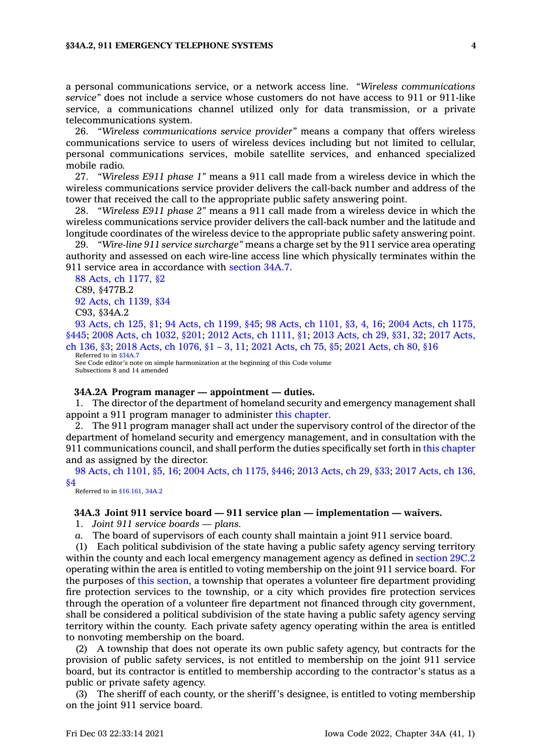a personal communications service, or a network access line. *"Wireless communications service"* does not include a service whose customers do not have access to 911 or 911-like service, a communications channel utilized only for data transmission, or a private telecommunications system.

26. *"Wireless communications service provider"* means a company that offers wireless communications service to users of wireless devices including but not limited to cellular, personal communications services, mobile satellite services, and enhanced specialized mobile radio.

27. *"Wireless E911 phase 1"* means a 911 call made from a wireless device in which the wireless communications service provider delivers the call-back number and address of the tower that received the call to the appropriate public safety answering point.

28. *"Wireless E911 phase 2"* means a 911 call made from a wireless device in which the wireless communications service provider delivers the call-back number and the latitude and longitude coordinates of the wireless device to the appropriate public safety answering point.

29. *"Wire-line 911 service surcharge"* means a charge set by the 911 service area operating authority and assessed on each wire-line access line which physically terminates within the 911 service area in accordance with section 34A.7.

88 Acts, ch 1177, §2
C89, §477B.2
92 Acts, ch 1139, §34
C93, §34A.2
93 Acts, ch 125, §1; 94 Acts, ch 1199, §45; 98 Acts, ch 1101, §3, 4, 16; 2004 Acts, ch 1175, §445; 2008 Acts, ch 1032, §201; 2012 Acts, ch 1111, §1; 2013 Acts, ch 29, §31, 32; 2017 Acts, ch 136, §3; 2018 Acts, ch 1076, §1 – 3, 11; 2021 Acts, ch 75, §5; 2021 Acts, ch 80, §16
Referred to in §34A.7
See Code editor's note on simple harmonization at the beginning of this Code volume
Subsections 8 and 14 amended

### 34A.2A Program manager — appointment — duties.

1. The director of the department of homeland security and emergency management shall appoint a 911 program manager to administer this chapter.

2. The 911 program manager shall act under the supervisory control of the director of the department of homeland security and emergency management, and in consultation with the 911 communications council, and shall perform the duties specifically set forth in this chapter and as assigned by the director.

98 Acts, ch 1101, §5, 16; 2004 Acts, ch 1175, §446; 2013 Acts, ch 29, §33; 2017 Acts, ch 136, §4
Referred to in §16.161, 34A.2

### 34A.3 Joint 911 service board — 911 service plan — implementation — waivers.

1. *Joint 911 service boards — plans.*

*a.* The board of supervisors of each county shall maintain a joint 911 service board.

(1) Each political subdivision of the state having a public safety agency serving territory within the county and each local emergency management agency as defined in section 29C.2 operating within the area is entitled to voting membership on the joint 911 service board. For the purposes of this section, a township that operates a volunteer fire department providing fire protection services to the township, or a city which provides fire protection services through the operation of a volunteer fire department not financed through city government, shall be considered a political subdivision of the state having a public safety agency serving territory within the county. Each private safety agency operating within the area is entitled to nonvoting membership on the board.

(2) A township that does not operate its own public safety agency, but contracts for the provision of public safety services, is not entitled to membership on the joint 911 service board, but its contractor is entitled to membership according to the contractor's status as a public or private safety agency.

(3) The sheriff of each county, or the sheriff's designee, is entitled to voting membership on the joint 911 service board.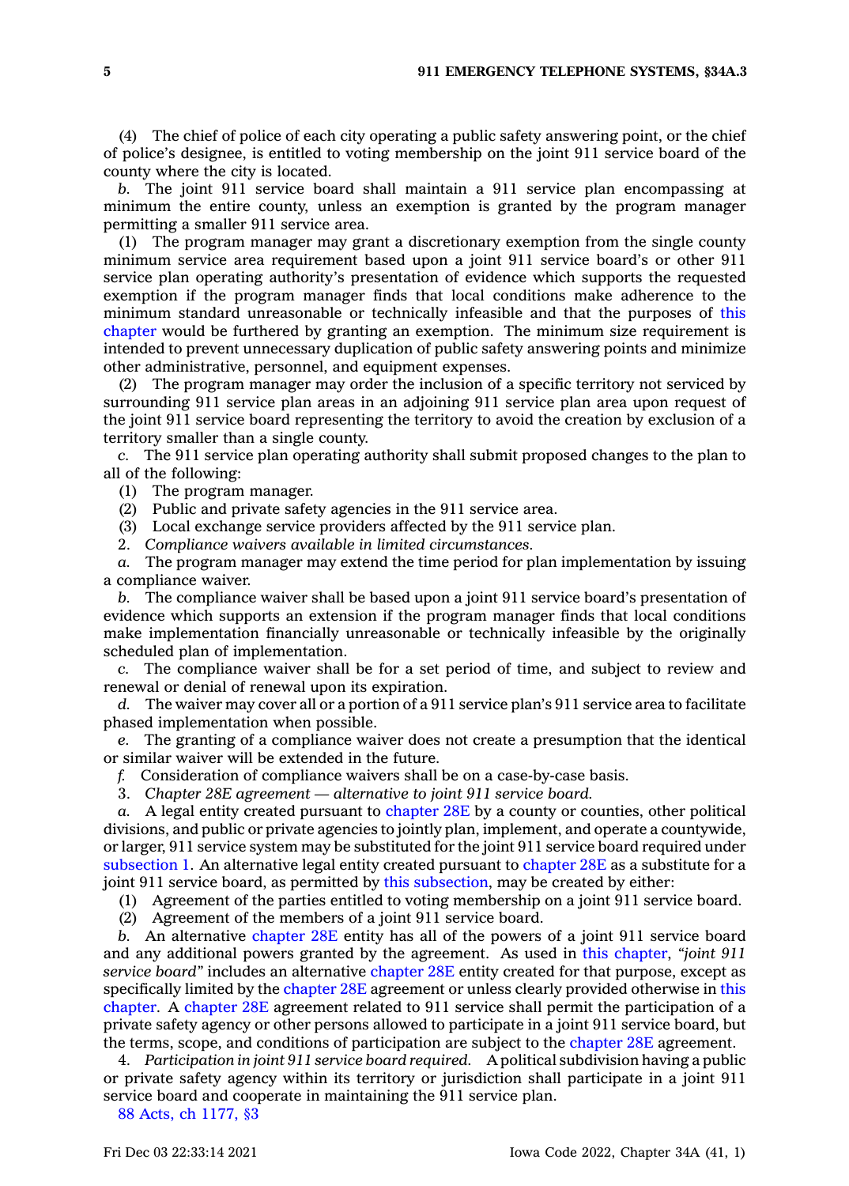(4) The chief of police of each city operating a public safety answering point, or the chief of police's designee, is entitled to voting membership on the joint 911 service board of the county where the city is located.

*b.* The joint 911 service board shall maintain a 911 service plan encompassing at minimum the entire county, unless an exemption is granted by the program manager permitting a smaller 911 service area.

(1) The program manager may grant a discretionary exemption from the single county minimum service area requirement based upon a joint 911 service board's or other 911 service plan operating authority's presentation of evidence which supports the requested exemption if the program manager finds that local conditions make adherence to the minimum standard unreasonable or technically infeasible and that the purposes of this chapter would be furthered by granting an exemption. The minimum size requirement is intended to prevent unnecessary duplication of public safety answering points and minimize other administrative, personnel, and equipment expenses.

(2) The program manager may order the inclusion of a specific territory not serviced by surrounding 911 service plan areas in an adjoining 911 service plan area upon request of the joint 911 service board representing the territory to avoid the creation by exclusion of a territory smaller than a single county.

*c.* The 911 service plan operating authority shall submit proposed changes to the plan to all of the following:

(1) The program manager.

(2) Public and private safety agencies in the 911 service area.

(3) Local exchange service providers affected by the 911 service plan.

2. *Compliance waivers available in limited circumstances.*

*a.* The program manager may extend the time period for plan implementation by issuing a compliance waiver.

*b.* The compliance waiver shall be based upon a joint 911 service board's presentation of evidence which supports an extension if the program manager finds that local conditions make implementation financially unreasonable or technically infeasible by the originally scheduled plan of implementation.

*c.* The compliance waiver shall be for a set period of time, and subject to review and renewal or denial of renewal upon its expiration.

*d.* The waiver may cover all or a portion of a 911 service plan's 911 service area to facilitate phased implementation when possible.

*e.* The granting of a compliance waiver does not create a presumption that the identical or similar waiver will be extended in the future.

*f.* Consideration of compliance waivers shall be on a case-by-case basis.

3. *Chapter 28E agreement — alternative to joint 911 service board.*

*a.* A legal entity created pursuant to chapter 28E by a county or counties, other political divisions, and public or private agencies to jointly plan, implement, and operate a countywide, or larger, 911 service system may be substituted for the joint 911 service board required under subsection 1. An alternative legal entity created pursuant to chapter 28E as a substitute for a joint 911 service board, as permitted by this subsection, may be created by either:

(1) Agreement of the parties entitled to voting membership on a joint 911 service board.

(2) Agreement of the members of a joint 911 service board.

*b.* An alternative chapter 28E entity has all of the powers of a joint 911 service board and any additional powers granted by the agreement. As used in this chapter, *"joint 911 service board"* includes an alternative chapter 28E entity created for that purpose, except as specifically limited by the chapter 28E agreement or unless clearly provided otherwise in this chapter. A chapter 28E agreement related to 911 service shall permit the participation of a private safety agency or other persons allowed to participate in a joint 911 service board, but the terms, scope, and conditions of participation are subject to the chapter 28E agreement.

4. *Participation in joint 911 service board required.* A political subdivision having a public or private safety agency within its territory or jurisdiction shall participate in a joint 911 service board and cooperate in maintaining the 911 service plan.

88 Acts, ch 1177, §3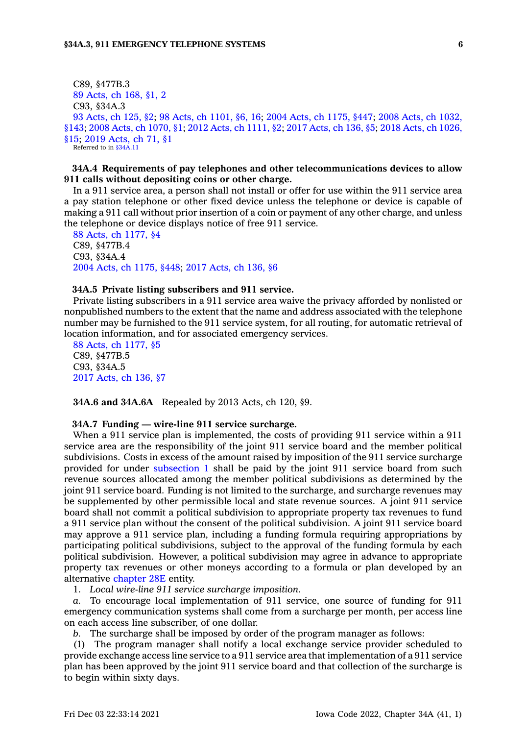C89, §477B.3
89 Acts, ch 168, §1, 2
C93, §34A.3
93 Acts, ch 125, §2; 98 Acts, ch 1101, §6, 16; 2004 Acts, ch 1175, §447; 2008 Acts, ch 1032, §143; 2008 Acts, ch 1070, §1; 2012 Acts, ch 1111, §2; 2017 Acts, ch 136, §5; 2018 Acts, ch 1026, §15; 2019 Acts, ch 71, §1
Referred to in §34A.11

**34A.4 Requirements of pay telephones and other telecommunications devices to allow 911 calls without depositing coins or other charge.**

In a 911 service area, a person shall not install or offer for use within the 911 service area a pay station telephone or other fixed device unless the telephone or device is capable of making a 911 call without prior insertion of a coin or payment of any other charge, and unless the telephone or device displays notice of free 911 service.

88 Acts, ch 1177, §4
C89, §477B.4
C93, §34A.4
2004 Acts, ch 1175, §448; 2017 Acts, ch 136, §6

**34A.5 Private listing subscribers and 911 service.**

Private listing subscribers in a 911 service area waive the privacy afforded by nonlisted or nonpublished numbers to the extent that the name and address associated with the telephone number may be furnished to the 911 service system, for all routing, for automatic retrieval of location information, and for associated emergency services.

88 Acts, ch 1177, §5
C89, §477B.5
C93, §34A.5
2017 Acts, ch 136, §7

**34A.6 and 34A.6A** Repealed by 2013 Acts, ch 120, §9.

**34A.7 Funding — wire-line 911 service surcharge.**

When a 911 service plan is implemented, the costs of providing 911 service within a 911 service area are the responsibility of the joint 911 service board and the member political subdivisions. Costs in excess of the amount raised by imposition of the 911 service surcharge provided for under subsection 1 shall be paid by the joint 911 service board from such revenue sources allocated among the member political subdivisions as determined by the joint 911 service board. Funding is not limited to the surcharge, and surcharge revenues may be supplemented by other permissible local and state revenue sources. A joint 911 service board shall not commit a political subdivision to appropriate property tax revenues to fund a 911 service plan without the consent of the political subdivision. A joint 911 service board may approve a 911 service plan, including a funding formula requiring appropriations by participating political subdivisions, subject to the approval of the funding formula by each political subdivision. However, a political subdivision may agree in advance to appropriate property tax revenues or other moneys according to a formula or plan developed by an alternative chapter 28E entity.

1. *Local wire-line 911 service surcharge imposition.*

*a.* To encourage local implementation of 911 service, one source of funding for 911 emergency communication systems shall come from a surcharge per month, per access line on each access line subscriber, of one dollar.

*b.* The surcharge shall be imposed by order of the program manager as follows:

(1) The program manager shall notify a local exchange service provider scheduled to provide exchange access line service to a 911 service area that implementation of a 911 service plan has been approved by the joint 911 service board and that collection of the surcharge is to begin within sixty days.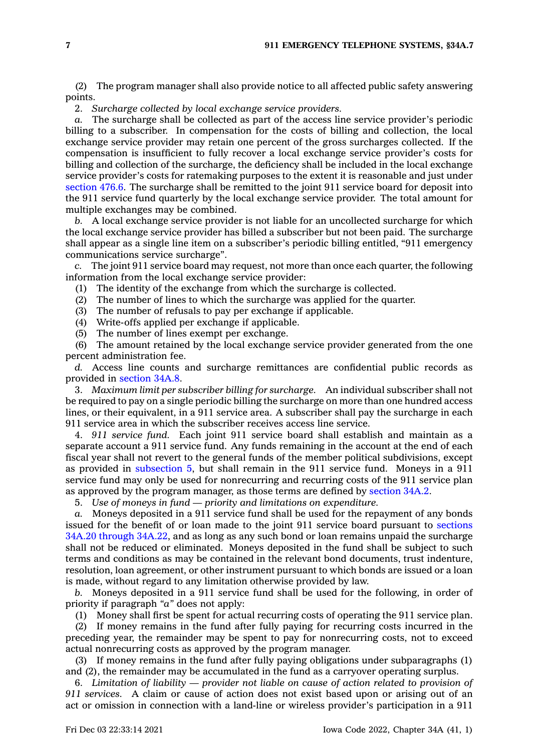(2) The program manager shall also provide notice to all affected public safety answering points.

2. *Surcharge collected by local exchange service providers.*

*a.* The surcharge shall be collected as part of the access line service provider's periodic billing to a subscriber. In compensation for the costs of billing and collection, the local exchange service provider may retain one percent of the gross surcharges collected. If the compensation is insufficient to fully recover a local exchange service provider's costs for billing and collection of the surcharge, the deficiency shall be included in the local exchange service provider's costs for ratemaking purposes to the extent it is reasonable and just under section 476.6. The surcharge shall be remitted to the joint 911 service board for deposit into the 911 service fund quarterly by the local exchange service provider. The total amount for multiple exchanges may be combined.

*b.* A local exchange service provider is not liable for an uncollected surcharge for which the local exchange service provider has billed a subscriber but not been paid. The surcharge shall appear as a single line item on a subscriber's periodic billing entitled, "911 emergency communications service surcharge".

*c.* The joint 911 service board may request, not more than once each quarter, the following information from the local exchange service provider:

(1) The identity of the exchange from which the surcharge is collected.

(2) The number of lines to which the surcharge was applied for the quarter.

(3) The number of refusals to pay per exchange if applicable.

(4) Write-offs applied per exchange if applicable.

(5) The number of lines exempt per exchange.

(6) The amount retained by the local exchange service provider generated from the one percent administration fee.

*d.* Access line counts and surcharge remittances are confidential public records as provided in section 34A.8.

3. *Maximum limit per subscriber billing for surcharge.* An individual subscriber shall not be required to pay on a single periodic billing the surcharge on more than one hundred access lines, or their equivalent, in a 911 service area. A subscriber shall pay the surcharge in each 911 service area in which the subscriber receives access line service.

4. *911 service fund.* Each joint 911 service board shall establish and maintain as a separate account a 911 service fund. Any funds remaining in the account at the end of each fiscal year shall not revert to the general funds of the member political subdivisions, except as provided in subsection 5, but shall remain in the 911 service fund. Moneys in a 911 service fund may only be used for nonrecurring and recurring costs of the 911 service plan as approved by the program manager, as those terms are defined by section 34A.2.

5. *Use of moneys in fund — priority and limitations on expenditure.*

*a.* Moneys deposited in a 911 service fund shall be used for the repayment of any bonds issued for the benefit of or loan made to the joint 911 service board pursuant to sections 34A.20 through 34A.22, and as long as any such bond or loan remains unpaid the surcharge shall not be reduced or eliminated. Moneys deposited in the fund shall be subject to such terms and conditions as may be contained in the relevant bond documents, trust indenture, resolution, loan agreement, or other instrument pursuant to which bonds are issued or a loan is made, without regard to any limitation otherwise provided by law.

*b.* Moneys deposited in a 911 service fund shall be used for the following, in order of priority if paragraph *"a"* does not apply:

(1) Money shall first be spent for actual recurring costs of operating the 911 service plan.

(2) If money remains in the fund after fully paying for recurring costs incurred in the preceding year, the remainder may be spent to pay for nonrecurring costs, not to exceed actual nonrecurring costs as approved by the program manager.

(3) If money remains in the fund after fully paying obligations under subparagraphs (1) and (2), the remainder may be accumulated in the fund as a carryover operating surplus.

6. *Limitation of liability — provider not liable on cause of action related to provision of 911 services.* A claim or cause of action does not exist based upon or arising out of an act or omission in connection with a land-line or wireless provider's participation in a 911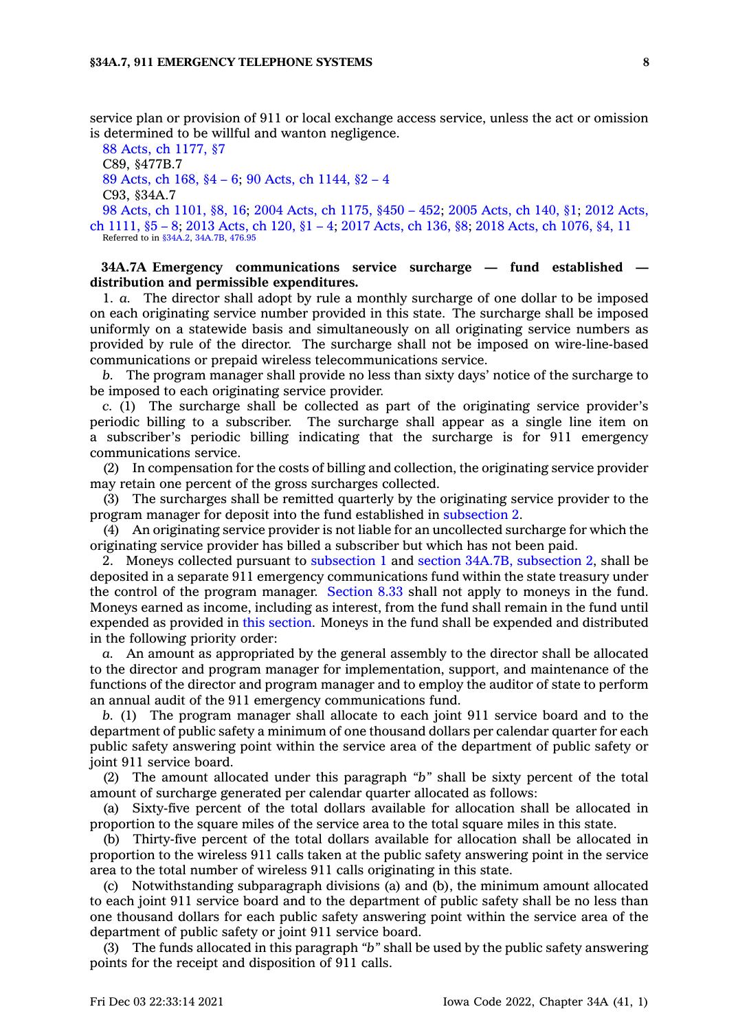service plan or provision of 911 or local exchange access service, unless the act or omission is determined to be willful and wanton negligence.

88 Acts, ch 1177, §7
C89, §477B.7
89 Acts, ch 168, §4 – 6; 90 Acts, ch 1144, §2 – 4
C93, §34A.7
98 Acts, ch 1101, §8, 16; 2004 Acts, ch 1175, §450 – 452; 2005 Acts, ch 140, §1; 2012 Acts, ch 1111, §5 – 8; 2013 Acts, ch 120, §1 – 4; 2017 Acts, ch 136, §8; 2018 Acts, ch 1076, §4, 11
Referred to in §34A.2, 34A.7B, 476.95

**34A.7A Emergency communications service surcharge — fund established — distribution and permissible expenditures.**

1. *a.* The director shall adopt by rule a monthly surcharge of one dollar to be imposed on each originating service number provided in this state. The surcharge shall be imposed uniformly on a statewide basis and simultaneously on all originating service numbers as provided by rule of the director. The surcharge shall not be imposed on wire-line-based communications or prepaid wireless telecommunications service.

*b.* The program manager shall provide no less than sixty days' notice of the surcharge to be imposed to each originating service provider.

*c.* (1) The surcharge shall be collected as part of the originating service provider's periodic billing to a subscriber. The surcharge shall appear as a single line item on a subscriber's periodic billing indicating that the surcharge is for 911 emergency communications service.

(2) In compensation for the costs of billing and collection, the originating service provider may retain one percent of the gross surcharges collected.

(3) The surcharges shall be remitted quarterly by the originating service provider to the program manager for deposit into the fund established in subsection 2.

(4) An originating service provider is not liable for an uncollected surcharge for which the originating service provider has billed a subscriber but which has not been paid.

2. Moneys collected pursuant to subsection 1 and section 34A.7B, subsection 2, shall be deposited in a separate 911 emergency communications fund within the state treasury under the control of the program manager. Section 8.33 shall not apply to moneys in the fund. Moneys earned as income, including as interest, from the fund shall remain in the fund until expended as provided in this section. Moneys in the fund shall be expended and distributed in the following priority order:

*a.* An amount as appropriated by the general assembly to the director shall be allocated to the director and program manager for implementation, support, and maintenance of the functions of the director and program manager and to employ the auditor of state to perform an annual audit of the 911 emergency communications fund.

*b.* (1) The program manager shall allocate to each joint 911 service board and to the department of public safety a minimum of one thousand dollars per calendar quarter for each public safety answering point within the service area of the department of public safety or joint 911 service board.

(2) The amount allocated under this paragraph *"b"* shall be sixty percent of the total amount of surcharge generated per calendar quarter allocated as follows:

(a) Sixty-five percent of the total dollars available for allocation shall be allocated in proportion to the square miles of the service area to the total square miles in this state.

(b) Thirty-five percent of the total dollars available for allocation shall be allocated in proportion to the wireless 911 calls taken at the public safety answering point in the service area to the total number of wireless 911 calls originating in this state.

(c) Notwithstanding subparagraph divisions (a) and (b), the minimum amount allocated to each joint 911 service board and to the department of public safety shall be no less than one thousand dollars for each public safety answering point within the service area of the department of public safety or joint 911 service board.

(3) The funds allocated in this paragraph *"b"* shall be used by the public safety answering points for the receipt and disposition of 911 calls.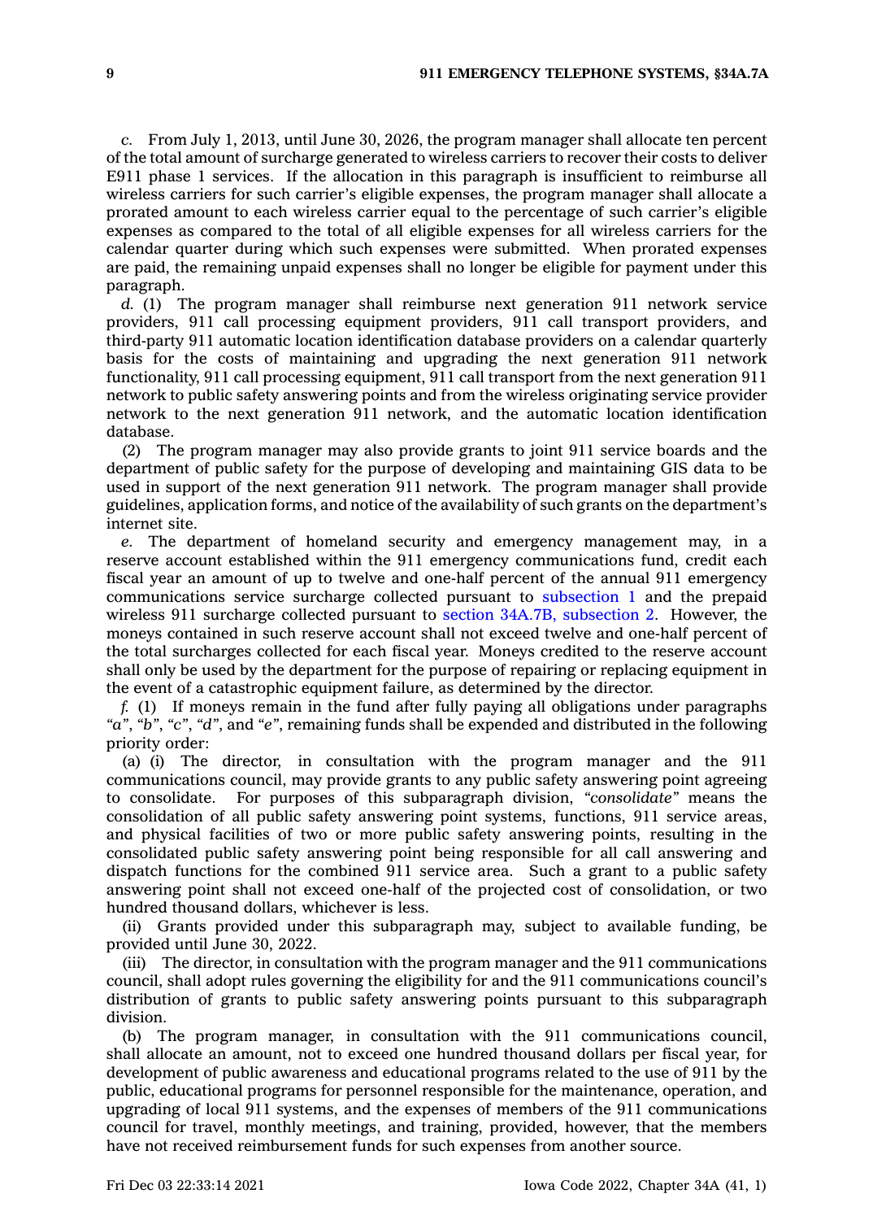*c.* From July 1, 2013, until June 30, 2026, the program manager shall allocate ten percent of the total amount of surcharge generated to wireless carriers to recover their costs to deliver E911 phase 1 services. If the allocation in this paragraph is insufficient to reimburse all wireless carriers for such carrier's eligible expenses, the program manager shall allocate a prorated amount to each wireless carrier equal to the percentage of such carrier's eligible expenses as compared to the total of all eligible expenses for all wireless carriers for the calendar quarter during which such expenses were submitted. When prorated expenses are paid, the remaining unpaid expenses shall no longer be eligible for payment under this paragraph.

*d.* (1) The program manager shall reimburse next generation 911 network service providers, 911 call processing equipment providers, 911 call transport providers, and third-party 911 automatic location identification database providers on a calendar quarterly basis for the costs of maintaining and upgrading the next generation 911 network functionality, 911 call processing equipment, 911 call transport from the next generation 911 network to public safety answering points and from the wireless originating service provider network to the next generation 911 network, and the automatic location identification database.

(2) The program manager may also provide grants to joint 911 service boards and the department of public safety for the purpose of developing and maintaining GIS data to be used in support of the next generation 911 network. The program manager shall provide guidelines, application forms, and notice of the availability of such grants on the department's internet site.

*e.* The department of homeland security and emergency management may, in a reserve account established within the 911 emergency communications fund, credit each fiscal year an amount of up to twelve and one-half percent of the annual 911 emergency communications service surcharge collected pursuant to subsection 1 and the prepaid wireless 911 surcharge collected pursuant to section 34A.7B, subsection 2. However, the moneys contained in such reserve account shall not exceed twelve and one-half percent of the total surcharges collected for each fiscal year. Moneys credited to the reserve account shall only be used by the department for the purpose of repairing or replacing equipment in the event of a catastrophic equipment failure, as determined by the director.

*f.* (1) If moneys remain in the fund after fully paying all obligations under paragraphs *"a"*, *"b"*, *"c"*, *"d"*, and *"e"*, remaining funds shall be expended and distributed in the following priority order:

(a) (i) The director, in consultation with the program manager and the 911 communications council, may provide grants to any public safety answering point agreeing to consolidate. For purposes of this subparagraph division, *"consolidate"* means the consolidation of all public safety answering point systems, functions, 911 service areas, and physical facilities of two or more public safety answering points, resulting in the consolidated public safety answering point being responsible for all call answering and dispatch functions for the combined 911 service area. Such a grant to a public safety answering point shall not exceed one-half of the projected cost of consolidation, or two hundred thousand dollars, whichever is less.

(ii) Grants provided under this subparagraph may, subject to available funding, be provided until June 30, 2022.

(iii) The director, in consultation with the program manager and the 911 communications council, shall adopt rules governing the eligibility for and the 911 communications council's distribution of grants to public safety answering points pursuant to this subparagraph division.

(b) The program manager, in consultation with the 911 communications council, shall allocate an amount, not to exceed one hundred thousand dollars per fiscal year, for development of public awareness and educational programs related to the use of 911 by the public, educational programs for personnel responsible for the maintenance, operation, and upgrading of local 911 systems, and the expenses of members of the 911 communications council for travel, monthly meetings, and training, provided, however, that the members have not received reimbursement funds for such expenses from another source.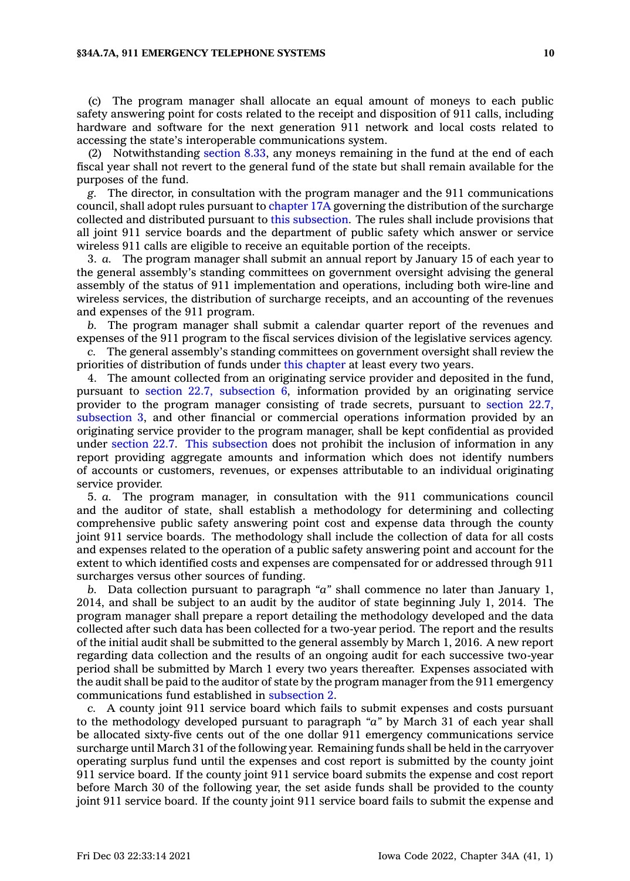(c) The program manager shall allocate an equal amount of moneys to each public safety answering point for costs related to the receipt and disposition of 911 calls, including hardware and software for the next generation 911 network and local costs related to accessing the state's interoperable communications system.

(2) Notwithstanding section 8.33, any moneys remaining in the fund at the end of each fiscal year shall not revert to the general fund of the state but shall remain available for the purposes of the fund.

*g.* The director, in consultation with the program manager and the 911 communications council, shall adopt rules pursuant to chapter 17A governing the distribution of the surcharge collected and distributed pursuant to this subsection. The rules shall include provisions that all joint 911 service boards and the department of public safety which answer or service wireless 911 calls are eligible to receive an equitable portion of the receipts.

3. *a.* The program manager shall submit an annual report by January 15 of each year to the general assembly's standing committees on government oversight advising the general assembly of the status of 911 implementation and operations, including both wire-line and wireless services, the distribution of surcharge receipts, and an accounting of the revenues and expenses of the 911 program.

*b.* The program manager shall submit a calendar quarter report of the revenues and expenses of the 911 program to the fiscal services division of the legislative services agency.

*c.* The general assembly's standing committees on government oversight shall review the priorities of distribution of funds under this chapter at least every two years.

4. The amount collected from an originating service provider and deposited in the fund, pursuant to section 22.7, subsection 6, information provided by an originating service provider to the program manager consisting of trade secrets, pursuant to section 22.7, subsection 3, and other financial or commercial operations information provided by an originating service provider to the program manager, shall be kept confidential as provided under section 22.7. This subsection does not prohibit the inclusion of information in any report providing aggregate amounts and information which does not identify numbers of accounts or customers, revenues, or expenses attributable to an individual originating service provider.

5. *a.* The program manager, in consultation with the 911 communications council and the auditor of state, shall establish a methodology for determining and collecting comprehensive public safety answering point cost and expense data through the county joint 911 service boards. The methodology shall include the collection of data for all costs and expenses related to the operation of a public safety answering point and account for the extent to which identified costs and expenses are compensated for or addressed through 911 surcharges versus other sources of funding.

*b.* Data collection pursuant to paragraph *"a"* shall commence no later than January 1, 2014, and shall be subject to an audit by the auditor of state beginning July 1, 2014. The program manager shall prepare a report detailing the methodology developed and the data collected after such data has been collected for a two-year period. The report and the results of the initial audit shall be submitted to the general assembly by March 1, 2016. A new report regarding data collection and the results of an ongoing audit for each successive two-year period shall be submitted by March 1 every two years thereafter. Expenses associated with the audit shall be paid to the auditor of state by the program manager from the 911 emergency communications fund established in subsection 2.

*c.* A county joint 911 service board which fails to submit expenses and costs pursuant to the methodology developed pursuant to paragraph *"a"* by March 31 of each year shall be allocated sixty-five cents out of the one dollar 911 emergency communications service surcharge until March 31 of the following year. Remaining funds shall be held in the carryover operating surplus fund until the expenses and cost report is submitted by the county joint 911 service board. If the county joint 911 service board submits the expense and cost report before March 30 of the following year, the set aside funds shall be provided to the county joint 911 service board. If the county joint 911 service board fails to submit the expense and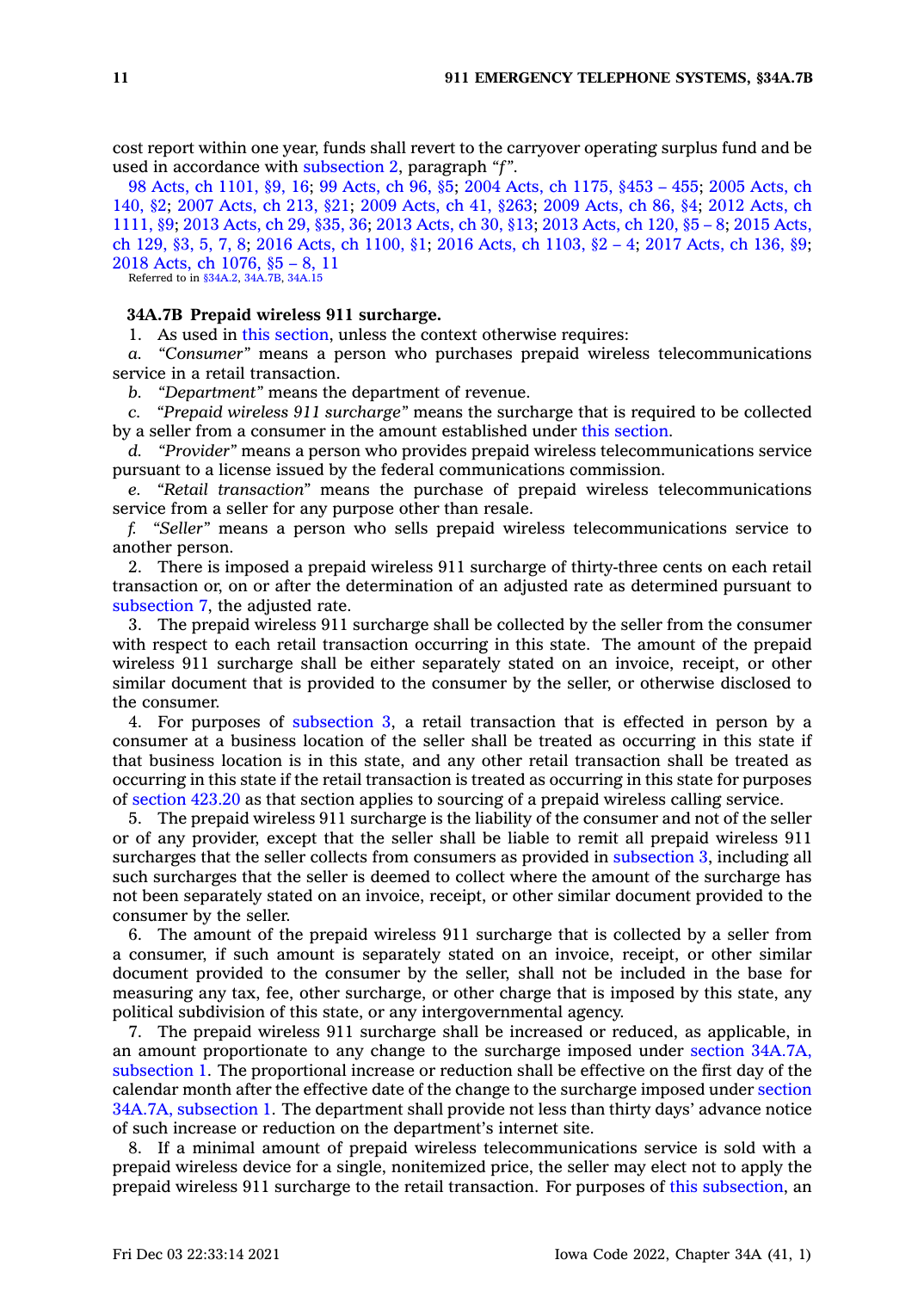cost report within one year, funds shall revert to the carryover operating surplus fund and be used in accordance with subsection 2, paragraph *"f"*.

98 Acts, ch 1101, §9, 16; 99 Acts, ch 96, §5; 2004 Acts, ch 1175, §453 – 455; 2005 Acts, ch 140, §2; 2007 Acts, ch 213, §21; 2009 Acts, ch 41, §263; 2009 Acts, ch 86, §4; 2012 Acts, ch 1111, §9; 2013 Acts, ch 29, §35, 36; 2013 Acts, ch 30, §13; 2013 Acts, ch 120, §5 – 8; 2015 Acts, ch 129, §3, 5, 7, 8; 2016 Acts, ch 1100, §1; 2016 Acts, ch 1103, §2 – 4; 2017 Acts, ch 136, §9; 2018 Acts, ch 1076, §5 – 8, 11

Referred to in §34A.2, 34A.7B, 34A.15

**34A.7B Prepaid wireless 911 surcharge.**

1. As used in this section, unless the context otherwise requires:

*a. "Consumer"* means a person who purchases prepaid wireless telecommunications service in a retail transaction.

*b. "Department"* means the department of revenue.

*c. "Prepaid wireless 911 surcharge"* means the surcharge that is required to be collected by a seller from a consumer in the amount established under this section.

*d. "Provider"* means a person who provides prepaid wireless telecommunications service pursuant to a license issued by the federal communications commission.

*e. "Retail transaction"* means the purchase of prepaid wireless telecommunications service from a seller for any purpose other than resale.

*f. "Seller"* means a person who sells prepaid wireless telecommunications service to another person.

2. There is imposed a prepaid wireless 911 surcharge of thirty-three cents on each retail transaction or, on or after the determination of an adjusted rate as determined pursuant to subsection 7, the adjusted rate.

3. The prepaid wireless 911 surcharge shall be collected by the seller from the consumer with respect to each retail transaction occurring in this state. The amount of the prepaid wireless 911 surcharge shall be either separately stated on an invoice, receipt, or other similar document that is provided to the consumer by the seller, or otherwise disclosed to the consumer.

4. For purposes of subsection 3, a retail transaction that is effected in person by a consumer at a business location of the seller shall be treated as occurring in this state if that business location is in this state, and any other retail transaction shall be treated as occurring in this state if the retail transaction is treated as occurring in this state for purposes of section 423.20 as that section applies to sourcing of a prepaid wireless calling service.

5. The prepaid wireless 911 surcharge is the liability of the consumer and not of the seller or of any provider, except that the seller shall be liable to remit all prepaid wireless 911 surcharges that the seller collects from consumers as provided in subsection 3, including all such surcharges that the seller is deemed to collect where the amount of the surcharge has not been separately stated on an invoice, receipt, or other similar document provided to the consumer by the seller.

6. The amount of the prepaid wireless 911 surcharge that is collected by a seller from a consumer, if such amount is separately stated on an invoice, receipt, or other similar document provided to the consumer by the seller, shall not be included in the base for measuring any tax, fee, other surcharge, or other charge that is imposed by this state, any political subdivision of this state, or any intergovernmental agency.

7. The prepaid wireless 911 surcharge shall be increased or reduced, as applicable, in an amount proportionate to any change to the surcharge imposed under section 34A.7A, subsection 1. The proportional increase or reduction shall be effective on the first day of the calendar month after the effective date of the change to the surcharge imposed under section 34A.7A, subsection 1. The department shall provide not less than thirty days' advance notice of such increase or reduction on the department's internet site.

8. If a minimal amount of prepaid wireless telecommunications service is sold with a prepaid wireless device for a single, nonitemized price, the seller may elect not to apply the prepaid wireless 911 surcharge to the retail transaction. For purposes of this subsection, an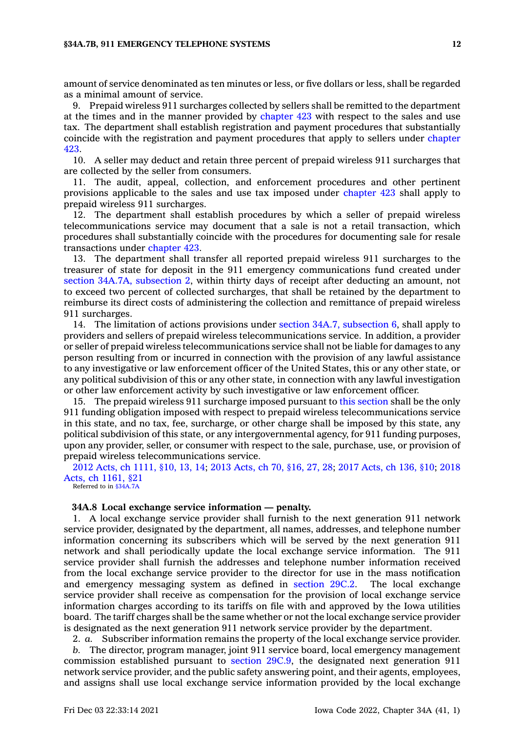amount of service denominated as ten minutes or less, or five dollars or less, shall be regarded as a minimal amount of service.

9. Prepaid wireless 911 surcharges collected by sellers shall be remitted to the department at the times and in the manner provided by chapter 423 with respect to the sales and use tax. The department shall establish registration and payment procedures that substantially coincide with the registration and payment procedures that apply to sellers under chapter 423.

10. A seller may deduct and retain three percent of prepaid wireless 911 surcharges that are collected by the seller from consumers.

11. The audit, appeal, collection, and enforcement procedures and other pertinent provisions applicable to the sales and use tax imposed under chapter 423 shall apply to prepaid wireless 911 surcharges.

12. The department shall establish procedures by which a seller of prepaid wireless telecommunications service may document that a sale is not a retail transaction, which procedures shall substantially coincide with the procedures for documenting sale for resale transactions under chapter 423.

13. The department shall transfer all reported prepaid wireless 911 surcharges to the treasurer of state for deposit in the 911 emergency communications fund created under section 34A.7A, subsection 2, within thirty days of receipt after deducting an amount, not to exceed two percent of collected surcharges, that shall be retained by the department to reimburse its direct costs of administering the collection and remittance of prepaid wireless 911 surcharges.

14. The limitation of actions provisions under section 34A.7, subsection 6, shall apply to providers and sellers of prepaid wireless telecommunications service. In addition, a provider or seller of prepaid wireless telecommunications service shall not be liable for damages to any person resulting from or incurred in connection with the provision of any lawful assistance to any investigative or law enforcement officer of the United States, this or any other state, or any political subdivision of this or any other state, in connection with any lawful investigation or other law enforcement activity by such investigative or law enforcement officer.

15. The prepaid wireless 911 surcharge imposed pursuant to this section shall be the only 911 funding obligation imposed with respect to prepaid wireless telecommunications service in this state, and no tax, fee, surcharge, or other charge shall be imposed by this state, any political subdivision of this state, or any intergovernmental agency, for 911 funding purposes, upon any provider, seller, or consumer with respect to the sale, purchase, use, or provision of prepaid wireless telecommunications service.

2012 Acts, ch 1111, §10, 13, 14; 2013 Acts, ch 70, §16, 27, 28; 2017 Acts, ch 136, §10; 2018 Acts, ch 1161, §21
Referred to in §34A.7A

**34A.8 Local exchange service information — penalty.**

1. A local exchange service provider shall furnish to the next generation 911 network service provider, designated by the department, all names, addresses, and telephone number information concerning its subscribers which will be served by the next generation 911 network and shall periodically update the local exchange service information. The 911 service provider shall furnish the addresses and telephone number information received from the local exchange service provider to the director for use in the mass notification and emergency messaging system as defined in section 29C.2. The local exchange service provider shall receive as compensation for the provision of local exchange service information charges according to its tariffs on file with and approved by the Iowa utilities board. The tariff charges shall be the same whether or not the local exchange service provider is designated as the next generation 911 network service provider by the department.

2. *a.* Subscriber information remains the property of the local exchange service provider.

*b.* The director, program manager, joint 911 service board, local emergency management commission established pursuant to section 29C.9, the designated next generation 911 network service provider, and the public safety answering point, and their agents, employees, and assigns shall use local exchange service information provided by the local exchange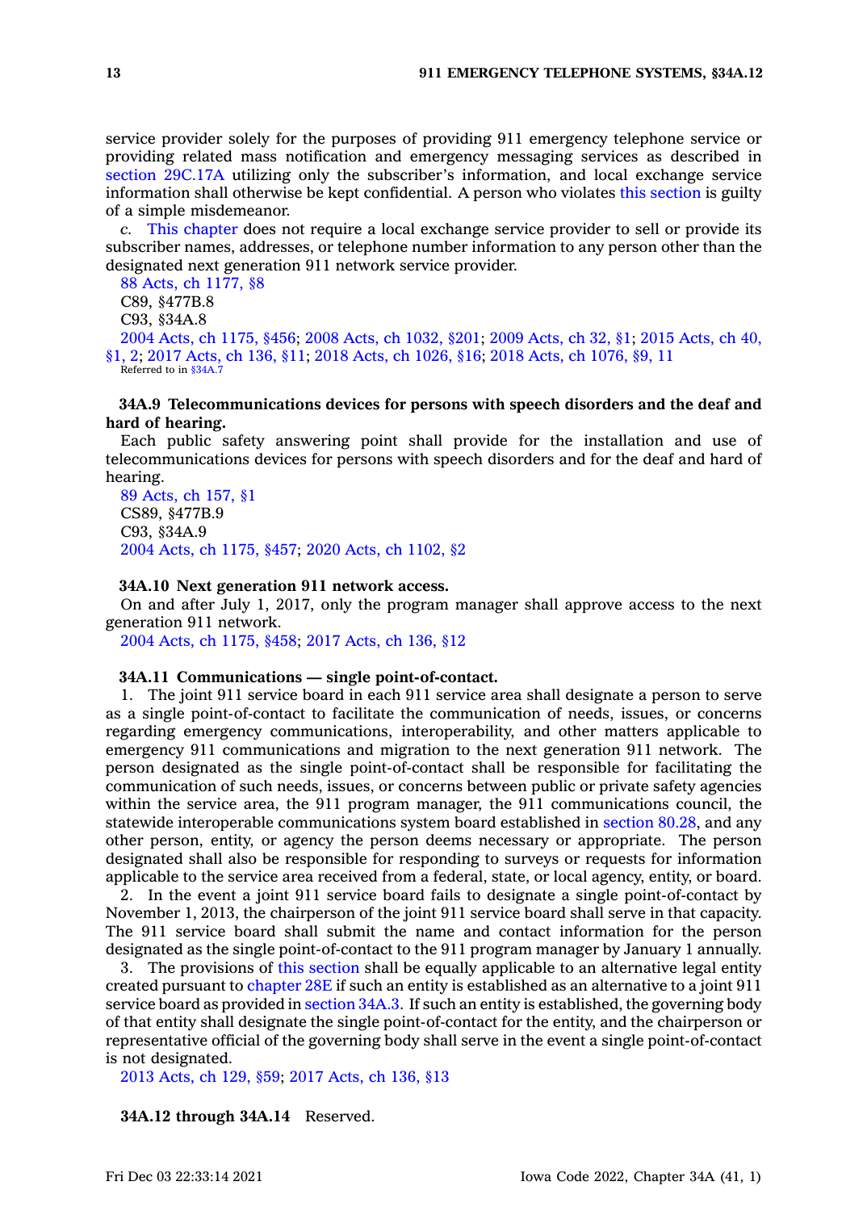service provider solely for the purposes of providing 911 emergency telephone service or providing related mass notification and emergency messaging services as described in section 29C.17A utilizing only the subscriber's information, and local exchange service information shall otherwise be kept confidential. A person who violates this section is guilty of a simple misdemeanor.

*c.* This chapter does not require a local exchange service provider to sell or provide its subscriber names, addresses, or telephone number information to any person other than the designated next generation 911 network service provider.

88 Acts, ch 1177, §8
C89, §477B.8
C93, §34A.8
2004 Acts, ch 1175, §456; 2008 Acts, ch 1032, §201; 2009 Acts, ch 32, §1; 2015 Acts, ch 40, §1, 2; 2017 Acts, ch 136, §11; 2018 Acts, ch 1026, §16; 2018 Acts, ch 1076, §9, 11
Referred to in §34A.7

**34A.9 Telecommunications devices for persons with speech disorders and the deaf and hard of hearing.**

Each public safety answering point shall provide for the installation and use of telecommunications devices for persons with speech disorders and for the deaf and hard of hearing.

89 Acts, ch 157, §1
CS89, §477B.9
C93, §34A.9
2004 Acts, ch 1175, §457; 2020 Acts, ch 1102, §2

**34A.10 Next generation 911 network access.**

On and after July 1, 2017, only the program manager shall approve access to the next generation 911 network.

2004 Acts, ch 1175, §458; 2017 Acts, ch 136, §12

**34A.11 Communications — single point-of-contact.**

1. The joint 911 service board in each 911 service area shall designate a person to serve as a single point-of-contact to facilitate the communication of needs, issues, or concerns regarding emergency communications, interoperability, and other matters applicable to emergency 911 communications and migration to the next generation 911 network. The person designated as the single point-of-contact shall be responsible for facilitating the communication of such needs, issues, or concerns between public or private safety agencies within the service area, the 911 program manager, the 911 communications council, the statewide interoperable communications system board established in section 80.28, and any other person, entity, or agency the person deems necessary or appropriate. The person designated shall also be responsible for responding to surveys or requests for information applicable to the service area received from a federal, state, or local agency, entity, or board.

2. In the event a joint 911 service board fails to designate a single point-of-contact by November 1, 2013, the chairperson of the joint 911 service board shall serve in that capacity. The 911 service board shall submit the name and contact information for the person designated as the single point-of-contact to the 911 program manager by January 1 annually.

3. The provisions of this section shall be equally applicable to an alternative legal entity created pursuant to chapter 28E if such an entity is established as an alternative to a joint 911 service board as provided in section 34A.3. If such an entity is established, the governing body of that entity shall designate the single point-of-contact for the entity, and the chairperson or representative official of the governing body shall serve in the event a single point-of-contact is not designated.

2013 Acts, ch 129, §59; 2017 Acts, ch 136, §13

**34A.12 through 34A.14** Reserved.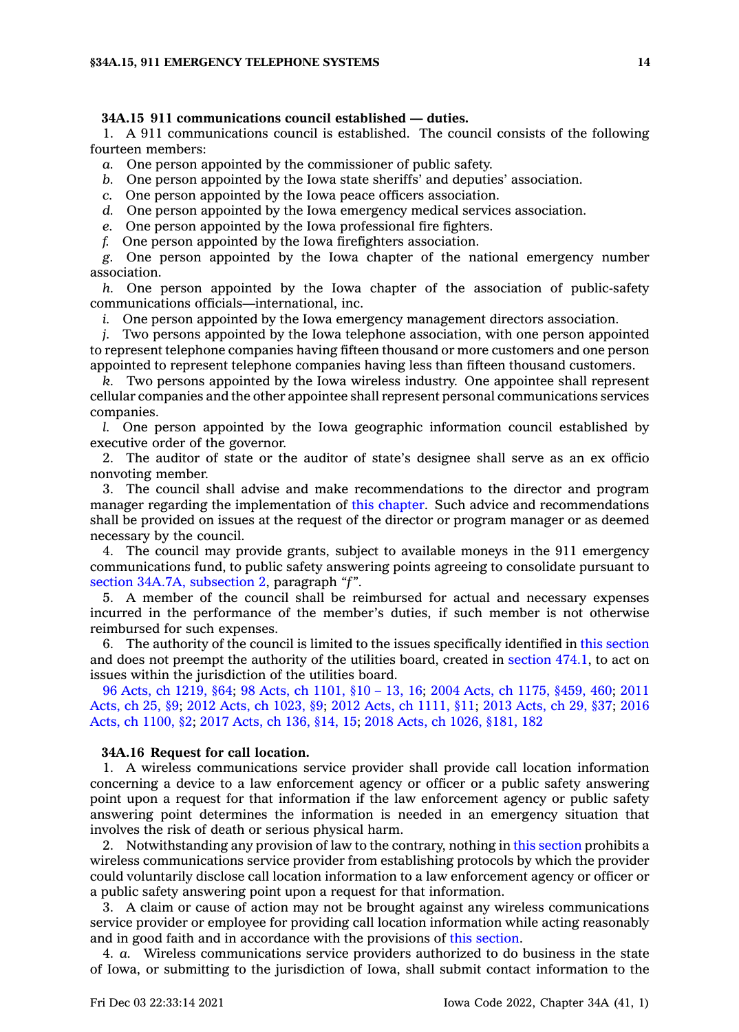**34A.15 911 communications council established — duties.**

1. A 911 communications council is established. The council consists of the following fourteen members:

*a.* One person appointed by the commissioner of public safety.

*b.* One person appointed by the Iowa state sheriffs' and deputies' association.

*c.* One person appointed by the Iowa peace officers association.

*d.* One person appointed by the Iowa emergency medical services association.

*e.* One person appointed by the Iowa professional fire fighters.

*f.* One person appointed by the Iowa firefighters association.

*g.* One person appointed by the Iowa chapter of the national emergency number association.

*h.* One person appointed by the Iowa chapter of the association of public-safety communications officials—international, inc.

*i.* One person appointed by the Iowa emergency management directors association.

*j.* Two persons appointed by the Iowa telephone association, with one person appointed to represent telephone companies having fifteen thousand or more customers and one person appointed to represent telephone companies having less than fifteen thousand customers.

*k.* Two persons appointed by the Iowa wireless industry. One appointee shall represent cellular companies and the other appointee shall represent personal communications services companies.

*l.* One person appointed by the Iowa geographic information council established by executive order of the governor.

2. The auditor of state or the auditor of state's designee shall serve as an ex officio nonvoting member.

3. The council shall advise and make recommendations to the director and program manager regarding the implementation of this chapter. Such advice and recommendations shall be provided on issues at the request of the director or program manager or as deemed necessary by the council.

4. The council may provide grants, subject to available moneys in the 911 emergency communications fund, to public safety answering points agreeing to consolidate pursuant to section 34A.7A, subsection 2, paragraph "*f*".

5. A member of the council shall be reimbursed for actual and necessary expenses incurred in the performance of the member's duties, if such member is not otherwise reimbursed for such expenses.

6. The authority of the council is limited to the issues specifically identified in this section and does not preempt the authority of the utilities board, created in section 474.1, to act on issues within the jurisdiction of the utilities board.

96 Acts, ch 1219, §64; 98 Acts, ch 1101, §10 – 13, 16; 2004 Acts, ch 1175, §459, 460; 2011 Acts, ch 25, §9; 2012 Acts, ch 1023, §9; 2012 Acts, ch 1111, §11; 2013 Acts, ch 29, §37; 2016 Acts, ch 1100, §2; 2017 Acts, ch 136, §14, 15; 2018 Acts, ch 1026, §181, 182

**34A.16 Request for call location.**

1. A wireless communications service provider shall provide call location information concerning a device to a law enforcement agency or officer or a public safety answering point upon a request for that information if the law enforcement agency or public safety answering point determines the information is needed in an emergency situation that involves the risk of death or serious physical harm.

2. Notwithstanding any provision of law to the contrary, nothing in this section prohibits a wireless communications service provider from establishing protocols by which the provider could voluntarily disclose call location information to a law enforcement agency or officer or a public safety answering point upon a request for that information.

3. A claim or cause of action may not be brought against any wireless communications service provider or employee for providing call location information while acting reasonably and in good faith and in accordance with the provisions of this section.

4. *a.* Wireless communications service providers authorized to do business in the state of Iowa, or submitting to the jurisdiction of Iowa, shall submit contact information to the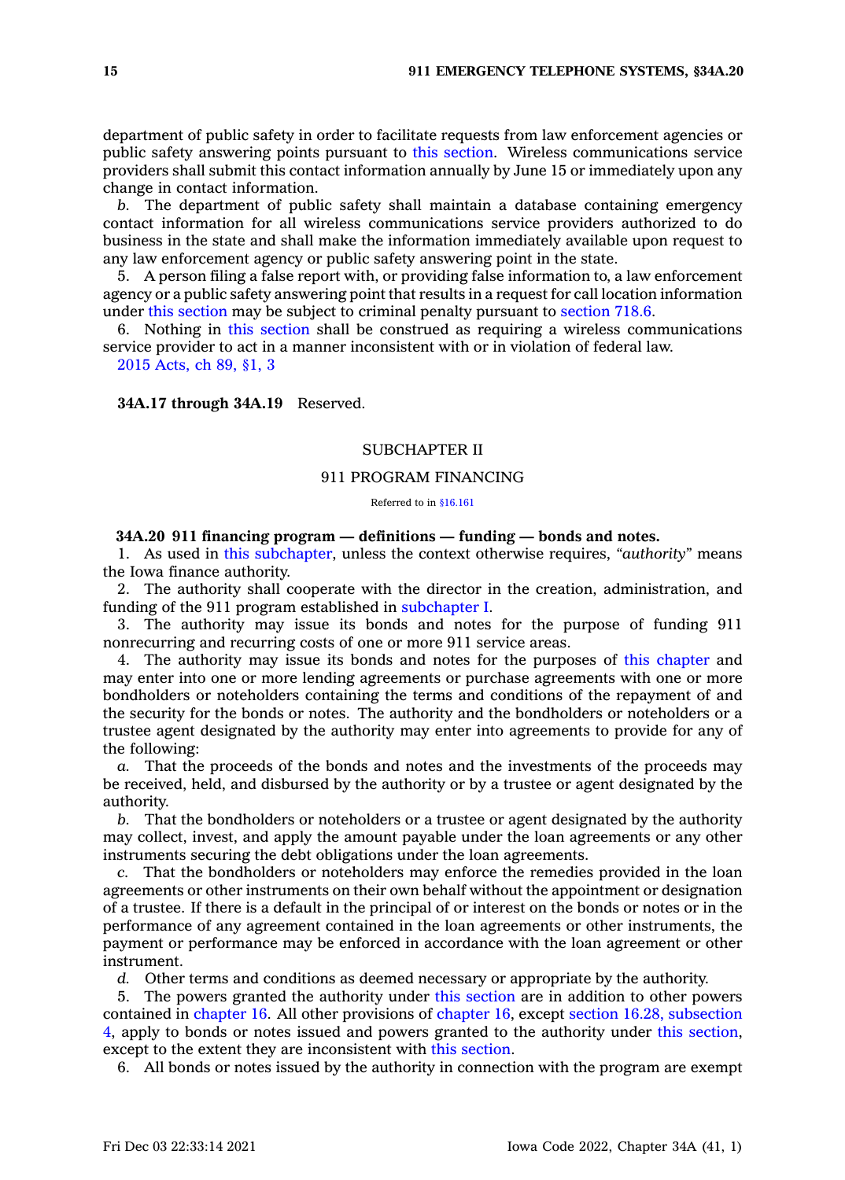department of public safety in order to facilitate requests from law enforcement agencies or public safety answering points pursuant to this section. Wireless communications service providers shall submit this contact information annually by June 15 or immediately upon any change in contact information.

*b.* The department of public safety shall maintain a database containing emergency contact information for all wireless communications service providers authorized to do business in the state and shall make the information immediately available upon request to any law enforcement agency or public safety answering point in the state.

5. A person filing a false report with, or providing false information to, a law enforcement agency or a public safety answering point that results in a request for call location information under this section may be subject to criminal penalty pursuant to section 718.6.

6. Nothing in this section shall be construed as requiring a wireless communications service provider to act in a manner inconsistent with or in violation of federal law.

2015 Acts, ch 89, §1, 3

**34A.17 through 34A.19** Reserved.

## SUBCHAPTER II

## 911 PROGRAM FINANCING

Referred to in §16.161

**34A.20 911 financing program — definitions — funding — bonds and notes.**

1. As used in this subchapter, unless the context otherwise requires, *"authority"* means the Iowa finance authority.

2. The authority shall cooperate with the director in the creation, administration, and funding of the 911 program established in subchapter I.

3. The authority may issue its bonds and notes for the purpose of funding 911 nonrecurring and recurring costs of one or more 911 service areas.

4. The authority may issue its bonds and notes for the purposes of this chapter and may enter into one or more lending agreements or purchase agreements with one or more bondholders or noteholders containing the terms and conditions of the repayment of and the security for the bonds or notes. The authority and the bondholders or noteholders or a trustee agent designated by the authority may enter into agreements to provide for any of the following:

*a.* That the proceeds of the bonds and notes and the investments of the proceeds may be received, held, and disbursed by the authority or by a trustee or agent designated by the authority.

*b.* That the bondholders or noteholders or a trustee or agent designated by the authority may collect, invest, and apply the amount payable under the loan agreements or any other instruments securing the debt obligations under the loan agreements.

*c.* That the bondholders or noteholders may enforce the remedies provided in the loan agreements or other instruments on their own behalf without the appointment or designation of a trustee. If there is a default in the principal of or interest on the bonds or notes or in the performance of any agreement contained in the loan agreements or other instruments, the payment or performance may be enforced in accordance with the loan agreement or other instrument.

*d.* Other terms and conditions as deemed necessary or appropriate by the authority.

5. The powers granted the authority under this section are in addition to other powers contained in chapter 16. All other provisions of chapter 16, except section 16.28, subsection 4, apply to bonds or notes issued and powers granted to the authority under this section, except to the extent they are inconsistent with this section.

6. All bonds or notes issued by the authority in connection with the program are exempt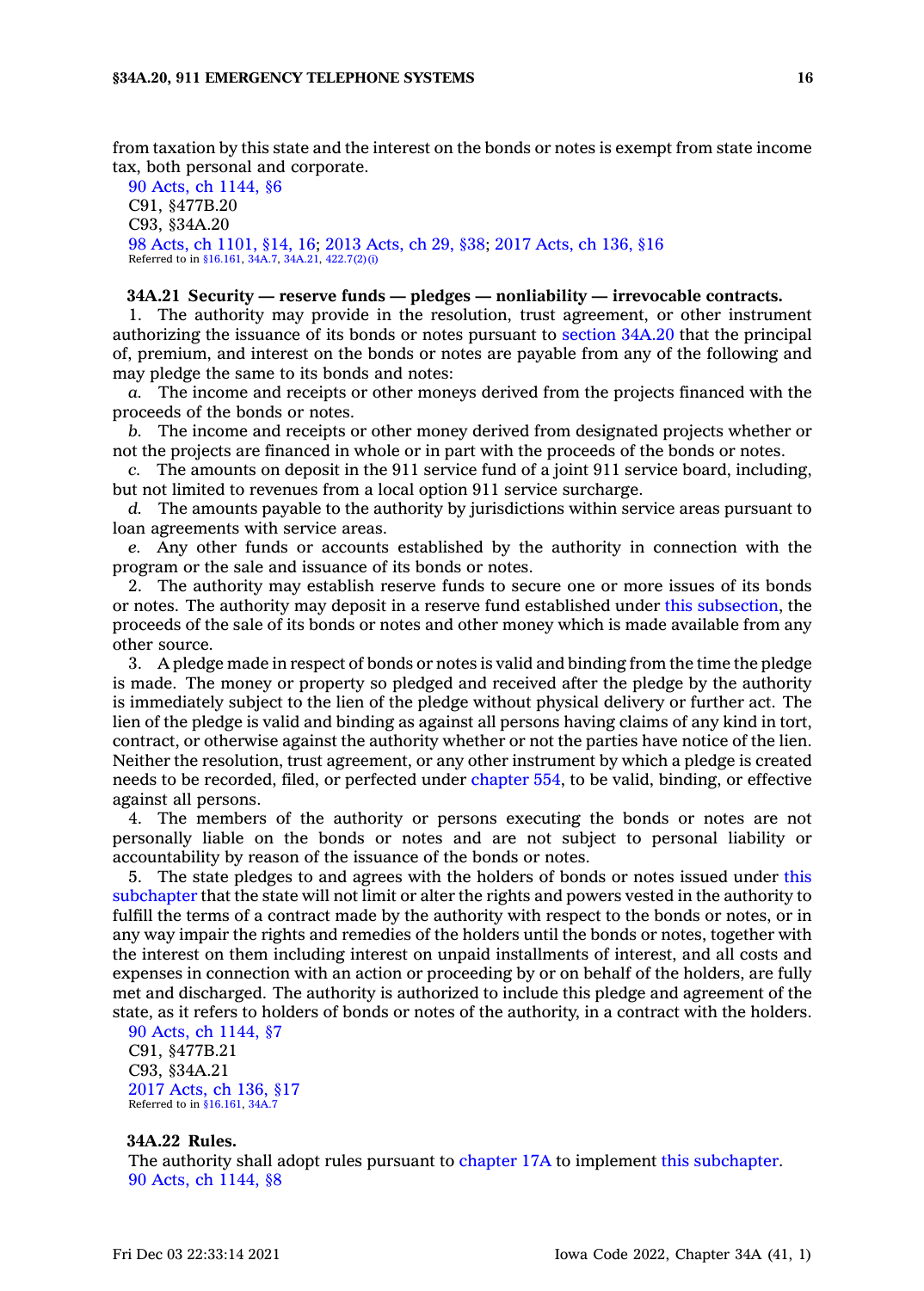from taxation by this state and the interest on the bonds or notes is exempt from state income tax, both personal and corporate.

90 Acts, ch 1144, §6
C91, §477B.20
C93, §34A.20
98 Acts, ch 1101, §14, 16; 2013 Acts, ch 29, §38; 2017 Acts, ch 136, §16
Referred to in §16.161, 34A.7, 34A.21, 422.7(2)(i)

**34A.21 Security — reserve funds — pledges — nonliability — irrevocable contracts.**

1. The authority may provide in the resolution, trust agreement, or other instrument authorizing the issuance of its bonds or notes pursuant to section 34A.20 that the principal of, premium, and interest on the bonds or notes are payable from any of the following and may pledge the same to its bonds and notes:

*a.* The income and receipts or other moneys derived from the projects financed with the proceeds of the bonds or notes.

*b.* The income and receipts or other money derived from designated projects whether or not the projects are financed in whole or in part with the proceeds of the bonds or notes.

*c.* The amounts on deposit in the 911 service fund of a joint 911 service board, including, but not limited to revenues from a local option 911 service surcharge.

*d.* The amounts payable to the authority by jurisdictions within service areas pursuant to loan agreements with service areas.

*e.* Any other funds or accounts established by the authority in connection with the program or the sale and issuance of its bonds or notes.

2. The authority may establish reserve funds to secure one or more issues of its bonds or notes. The authority may deposit in a reserve fund established under this subsection, the proceeds of the sale of its bonds or notes and other money which is made available from any other source.

3. A pledge made in respect of bonds or notes is valid and binding from the time the pledge is made. The money or property so pledged and received after the pledge by the authority is immediately subject to the lien of the pledge without physical delivery or further act. The lien of the pledge is valid and binding as against all persons having claims of any kind in tort, contract, or otherwise against the authority whether or not the parties have notice of the lien. Neither the resolution, trust agreement, or any other instrument by which a pledge is created needs to be recorded, filed, or perfected under chapter 554, to be valid, binding, or effective against all persons.

4. The members of the authority or persons executing the bonds or notes are not personally liable on the bonds or notes and are not subject to personal liability or accountability by reason of the issuance of the bonds or notes.

5. The state pledges to and agrees with the holders of bonds or notes issued under this subchapter that the state will not limit or alter the rights and powers vested in the authority to fulfill the terms of a contract made by the authority with respect to the bonds or notes, or in any way impair the rights and remedies of the holders until the bonds or notes, together with the interest on them including interest on unpaid installments of interest, and all costs and expenses in connection with an action or proceeding by or on behalf of the holders, are fully met and discharged. The authority is authorized to include this pledge and agreement of the state, as it refers to holders of bonds or notes of the authority, in a contract with the holders.

90 Acts, ch 1144, §7
C91, §477B.21
C93, §34A.21
2017 Acts, ch 136, §17
Referred to in §16.161, 34A.7

**34A.22 Rules.**

The authority shall adopt rules pursuant to chapter 17A to implement this subchapter.

90 Acts, ch 1144, §8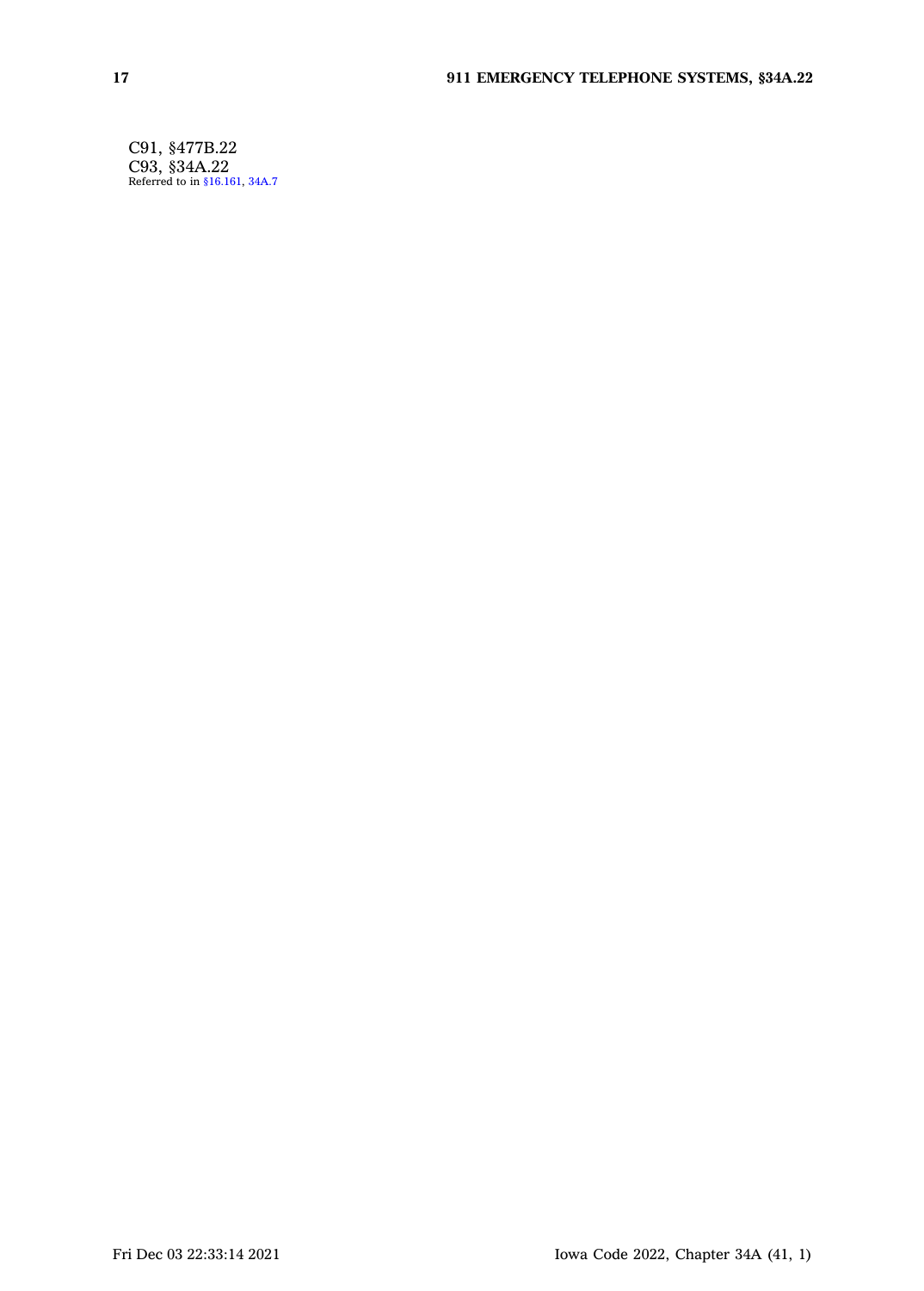C91, §477B.22
C93, §34A.22
Referred to in §16.161, 34A.7